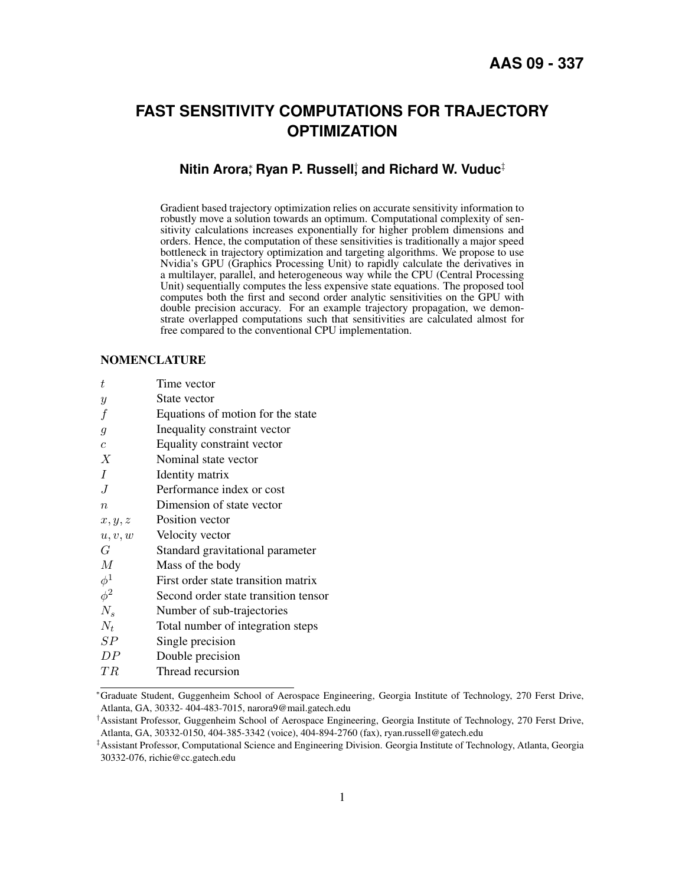AAS 09 - 337

# FAST SENSITIVITY COMPUTATIONS FOR TRAJECTORY OPTIMIZATION

**Nitin Arora[*], Ryan P. Russell[†], and Richard W. Vuduc[‡]**

Gradient based trajectory optimization relies on accurate sensitivity information to robustly move a solution towards an optimum. Computational complexity of sensitivity calculations increases exponentially for higher problem dimensions and orders. Hence, the computation of these sensitivities is traditionally a major speed bottleneck in trajectory optimization and targeting algorithms. We propose to use Nvidia's GPU (Graphics Processing Unit) to rapidly calculate the derivatives in a multilayer, parallel, and heterogeneous way while the CPU (Central Processing Unit) sequentially computes the less expensive state equations. The proposed tool computes both the first and second order analytic sensitivities on the GPU with double precision accuracy. For an example trajectory propagation, we demonstrate overlapped computations such that sensitivities are calculated almost for free compared to the conventional CPU implementation.

## NOMENCLATURE

| | |
|---|---|
| $t$ | Time vector |
| $y$ | State vector |
| $f$ | Equations of motion for the state |
| $g$ | Inequality constraint vector |
| $c$ | Equality constraint vector |
| $X$ | Nominal state vector |
| $I$ | Identity matrix |
| $J$ | Performance index or cost |
| $n$ | Dimension of state vector |
| $x, y, z$ | Position vector |
| $u, v, w$ | Velocity vector |
| $G$ | Standard gravitational parameter |
| $M$ | Mass of the body |
| $\phi^1$ | First order state transition matrix |
| $\phi^2$ | Second order state transition tensor |
| $N_s$ | Number of sub-trajectories |
| $N_t$ | Total number of integration steps |
| $SP$ | Single precision |
| $DP$ | Double precision |
| $TR$ | Thread recursion |

[*] Graduate Student, Guggenheim School of Aerospace Engineering, Georgia Institute of Technology, 270 Ferst Drive, Atlanta, GA, 30332- 404-483-7015, narora9@mail.gatech.edu

[†] Assistant Professor, Guggenheim School of Aerospace Engineering, Georgia Institute of Technology, 270 Ferst Drive, Atlanta, GA, 30332-0150, 404-385-3342 (voice), 404-894-2760 (fax), ryan.russell@gatech.edu

[‡] Assistant Professor, Computational Science and Engineering Division. Georgia Institute of Technology, Atlanta, Georgia 30332-076, richie@cc.gatech.edu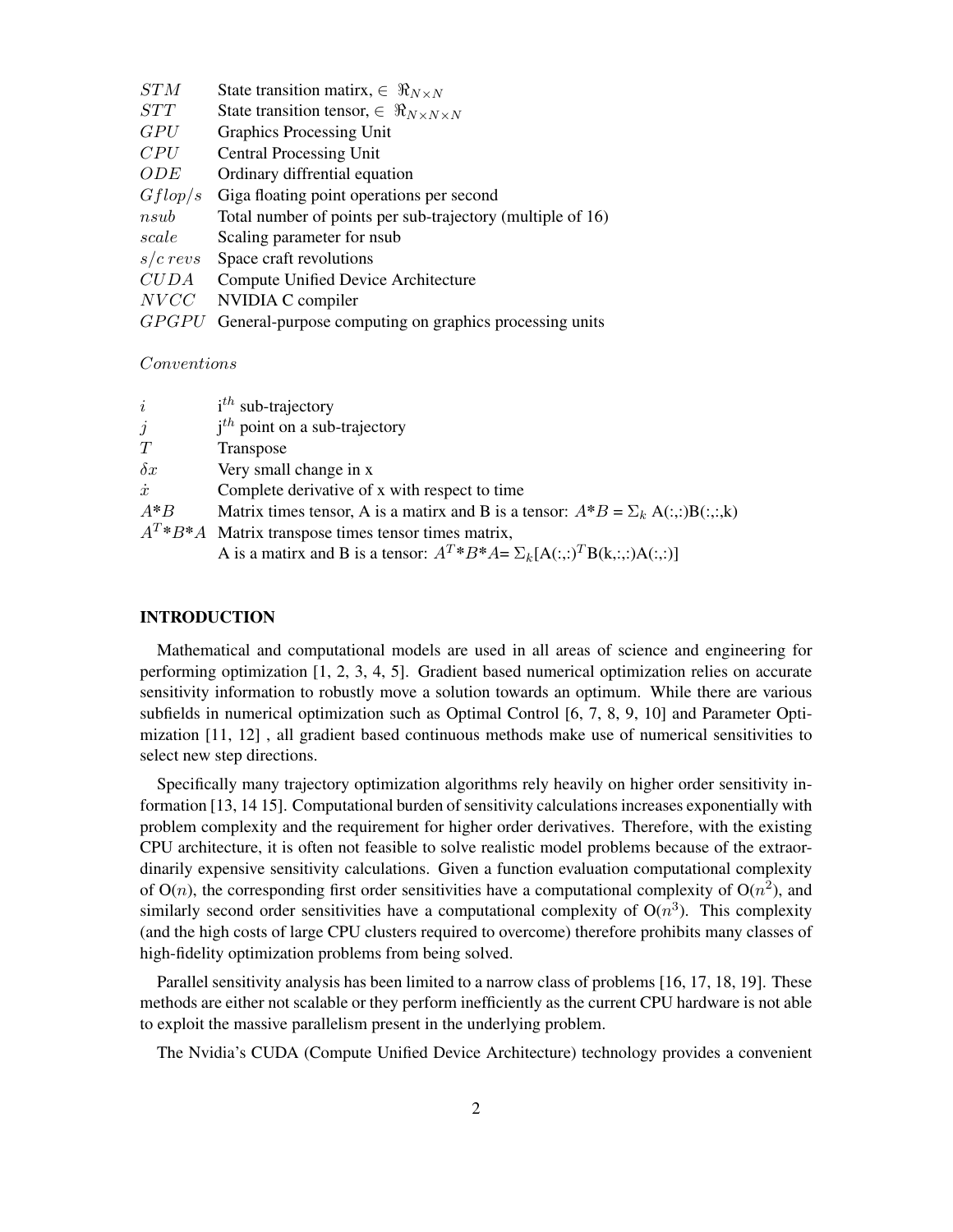| | |
|---|---|
| $STM$ | State transition matirx, $\in \Re_{N\times N}$ |
| $STT$ | State transition tensor, $\in \Re_{N\times N\times N}$ |
| $GPU$ | Graphics Processing Unit |
| $CPU$ | Central Processing Unit |
| $ODE$ | Ordinary diffrential equation |
| $Gflop/s$ | Giga floating point operations per second |
| $nsub$ | Total number of points per sub-trajectory (multiple of 16) |
| $scale$ | Scaling parameter for nsub |
| $s/c\ revs$ | Space craft revolutions |
| $CUDA$ | Compute Unified Device Architecture |
| $NVCC$ | NVIDIA C compiler |
| $GPGPU$ | General-purpose computing on graphics processing units |

*Conventions*

| | |
|---|---|
| $i$ | $i^{th}$ sub-trajectory |
| $j$ | $j^{th}$ point on a sub-trajectory |
| $T$ | Transpose |
| $\delta x$ | Very small change in x |
| $\dot{x}$ | Complete derivative of x with respect to time |
| $A$*$B$ | Matrix times tensor, A is a matirx and B is a tensor: $A$*$B$ = $\Sigma_k$ A(:,:)B(:,:,k) |
| $A^T$*$B$*$A$ | Matrix transpose times tensor times matrix, A is a matirx and B is a tensor: $A^T$*$B$*$A$= $\Sigma_k$[A(:,:)$^T$B(k,:,:)A(:,:)] |

## INTRODUCTION

Mathematical and computational models are used in all areas of science and engineering for performing optimization [1, 2, 3, 4, 5]. Gradient based numerical optimization relies on accurate sensitivity information to robustly move a solution towards an optimum. While there are various subfields in numerical optimization such as Optimal Control [6, 7, 8, 9, 10] and Parameter Optimization [11, 12] , all gradient based continuous methods make use of numerical sensitivities to select new step directions.

Specifically many trajectory optimization algorithms rely heavily on higher order sensitivity information [13, 14 15]. Computational burden of sensitivity calculations increases exponentially with problem complexity and the requirement for higher order derivatives. Therefore, with the existing CPU architecture, it is often not feasible to solve realistic model problems because of the extraordinarily expensive sensitivity calculations. Given a function evaluation computational complexity of O($n$), the corresponding first order sensitivities have a computational complexity of O($n^2$), and similarly second order sensitivities have a computational complexity of O($n^3$). This complexity (and the high costs of large CPU clusters required to overcome) therefore prohibits many classes of high-fidelity optimization problems from being solved.

Parallel sensitivity analysis has been limited to a narrow class of problems [16, 17, 18, 19]. These methods are either not scalable or they perform inefficiently as the current CPU hardware is not able to exploit the massive parallelism present in the underlying problem.

The Nvidia's CUDA (Compute Unified Device Architecture) technology provides a convenient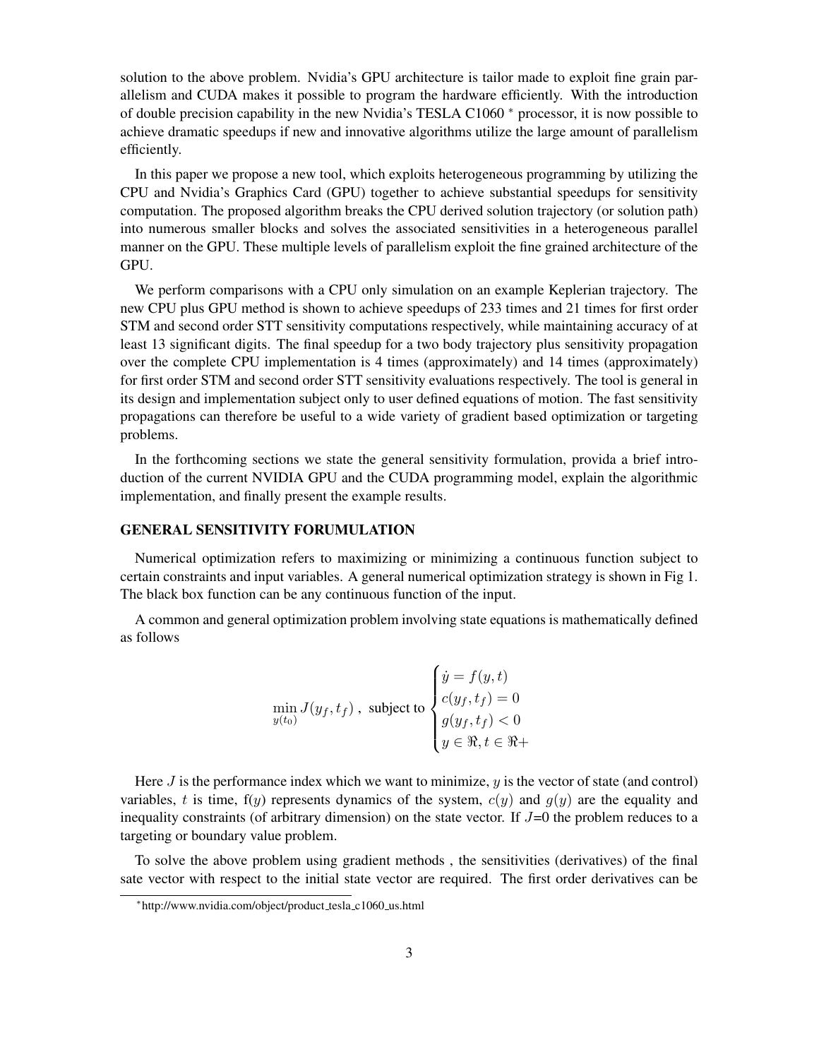solution to the above problem. Nvidia's GPU architecture is tailor made to exploit fine grain parallelism and CUDA makes it possible to program the hardware efficiently. With the introduction of double precision capability in the new Nvidia's TESLA C1060 * processor, it is now possible to achieve dramatic speedups if new and innovative algorithms utilize the large amount of parallelism efficiently.

In this paper we propose a new tool, which exploits heterogeneous programming by utilizing the CPU and Nvidia's Graphics Card (GPU) together to achieve substantial speedups for sensitivity computation. The proposed algorithm breaks the CPU derived solution trajectory (or solution path) into numerous smaller blocks and solves the associated sensitivities in a heterogeneous parallel manner on the GPU. These multiple levels of parallelism exploit the fine grained architecture of the GPU.

We perform comparisons with a CPU only simulation on an example Keplerian trajectory. The new CPU plus GPU method is shown to achieve speedups of 233 times and 21 times for first order STM and second order STT sensitivity computations respectively, while maintaining accuracy of at least 13 significant digits. The final speedup for a two body trajectory plus sensitivity propagation over the complete CPU implementation is 4 times (approximately) and 14 times (approximately) for first order STM and second order STT sensitivity evaluations respectively. The tool is general in its design and implementation subject only to user defined equations of motion. The fast sensitivity propagations can therefore be useful to a wide variety of gradient based optimization or targeting problems.

In the forthcoming sections we state the general sensitivity formulation, provida a brief introduction of the current NVIDIA GPU and the CUDA programming model, explain the algorithmic implementation, and finally present the example results.

## GENERAL SENSITIVITY FORUMULATION

Numerical optimization refers to maximizing or minimizing a continuous function subject to certain constraints and input variables. A general numerical optimization strategy is shown in Fig 1. The black box function can be any continuous function of the input.

A common and general optimization problem involving state equations is mathematically defined as follows

$$\min_{y(t_0)} J(y_f, t_f)\ , \text{ subject to } \begin{cases} \dot{y} = f(y,t) \\ c(y_f, t_f) = 0 \\ g(y_f, t_f) < 0 \\ y \in \Re, t \in \Re+ \end{cases}$$

Here $J$ is the performance index which we want to minimize, $y$ is the vector of state (and control) variables, $t$ is time, f($y$) represents dynamics of the system, $c(y)$ and $g(y)$ are the equality and inequality constraints (of arbitrary dimension) on the state vector. If $J$=0 the problem reduces to a targeting or boundary value problem.

To solve the above problem using gradient methods , the sensitivities (derivatives) of the final sate vector with respect to the initial state vector are required. The first order derivatives can be

*http://www.nvidia.com/object/product_tesla_c1060_us.html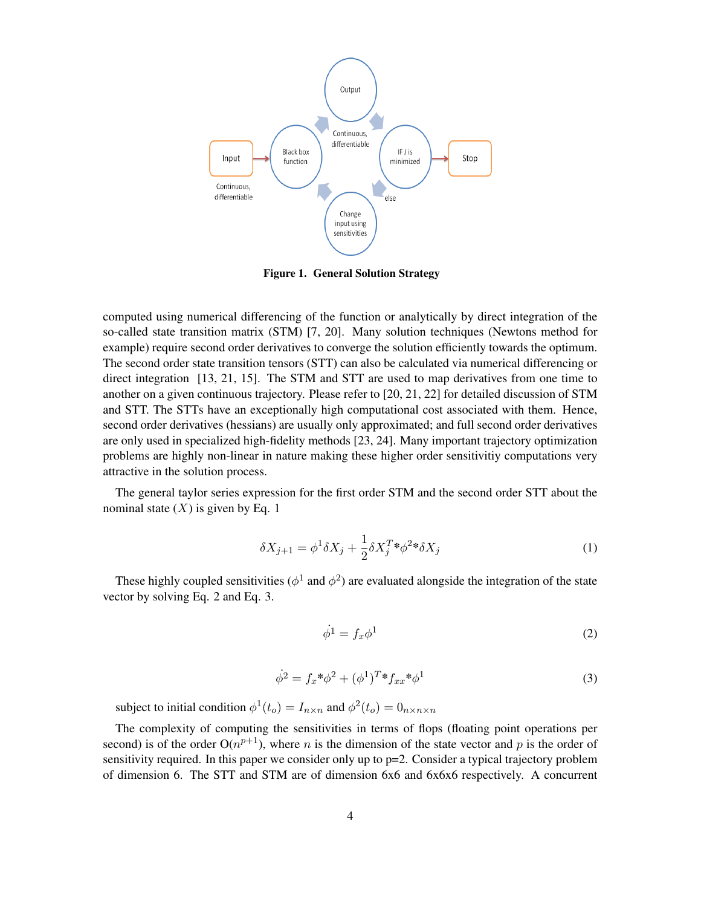**Figure 1. General Solution Strategy**

computed using numerical differencing of the function or analytically by direct integration of the so-called state transition matrix (STM) [7, 20]. Many solution techniques (Newtons method for example) require second order derivatives to converge the solution efficiently towards the optimum. The second order state transition tensors (STT) can also be calculated via numerical differencing or direct integration [13, 21, 15]. The STM and STT are used to map derivatives from one time to another on a given continuous trajectory. Please refer to [20, 21, 22] for detailed discussion of STM and STT. The STTs have an exceptionally high computational cost associated with them. Hence, second order derivatives (hessians) are usually only approximated; and full second order derivatives are only used in specialized high-fidelity methods [23, 24]. Many important trajectory optimization problems are highly non-linear in nature making these higher order sensitivitiy computations very attractive in the solution process.

The general taylor series expression for the first order STM and the second order STT about the nominal state ($X$) is given by Eq. 1

$$\delta X_{j+1} = \phi^1 \delta X_j + \frac{1}{2} \delta X_j^T * \phi^2 * \delta X_j \tag{1}$$

These highly coupled sensitivities ($\phi^1$ and $\phi^2$) are evaluated alongside the integration of the state vector by solving Eq. 2 and Eq. 3.

$$\dot{\phi^1} = f_x \phi^1 \tag{2}$$

$$\dot{\phi^2} = f_x * \phi^2 + (\phi^1)^T * f_{xx} * \phi^1 \tag{3}$$

subject to initial condition $\phi^1(t_o) = I_{n \times n}$ and $\phi^2(t_o) = 0_{n \times n \times n}$

The complexity of computing the sensitivities in terms of flops (floating point operations per second) is of the order O($n^{p+1}$), where $n$ is the dimension of the state vector and $p$ is the order of sensitivity required. In this paper we consider only up to p=2. Consider a typical trajectory problem of dimension 6. The STT and STM are of dimension 6x6 and 6x6x6 respectively. A concurrent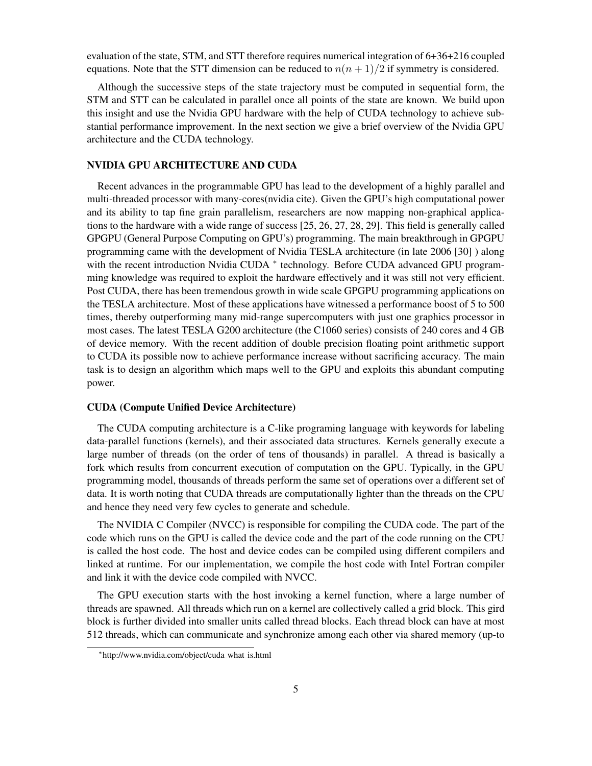evaluation of the state, STM, and STT therefore requires numerical integration of 6+36+216 coupled equations. Note that the STT dimension can be reduced to $n(n+1)/2$ if symmetry is considered.

Although the successive steps of the state trajectory must be computed in sequential form, the STM and STT can be calculated in parallel once all points of the state are known. We build upon this insight and use the Nvidia GPU hardware with the help of CUDA technology to achieve substantial performance improvement. In the next section we give a brief overview of the Nvidia GPU architecture and the CUDA technology.

## NVIDIA GPU ARCHITECTURE AND CUDA

Recent advances in the programmable GPU has lead to the development of a highly parallel and multi-threaded processor with many-cores(nvidia cite). Given the GPU's high computational power and its ability to tap fine grain parallelism, researchers are now mapping non-graphical applications to the hardware with a wide range of success [25, 26, 27, 28, 29]. This field is generally called GPGPU (General Purpose Computing on GPU's) programming. The main breakthrough in GPGPU programming came with the development of Nvidia TESLA architecture (in late 2006 [30] ) along with the recent introduction Nvidia CUDA * technology. Before CUDA advanced GPU programming knowledge was required to exploit the hardware effectively and it was still not very efficient. Post CUDA, there has been tremendous growth in wide scale GPGPU programming applications on the TESLA architecture. Most of these applications have witnessed a performance boost of 5 to 500 times, thereby outperforming many mid-range supercomputers with just one graphics processor in most cases. The latest TESLA G200 architecture (the C1060 series) consists of 240 cores and 4 GB of device memory. With the recent addition of double precision floating point arithmetic support to CUDA its possible now to achieve performance increase without sacrificing accuracy. The main task is to design an algorithm which maps well to the GPU and exploits this abundant computing power.

### CUDA (Compute Unified Device Architecture)

The CUDA computing architecture is a C-like programing language with keywords for labeling data-parallel functions (kernels), and their associated data structures. Kernels generally execute a large number of threads (on the order of tens of thousands) in parallel. A thread is basically a fork which results from concurrent execution of computation on the GPU. Typically, in the GPU programming model, thousands of threads perform the same set of operations over a different set of data. It is worth noting that CUDA threads are computationally lighter than the threads on the CPU and hence they need very few cycles to generate and schedule.

The NVIDIA C Compiler (NVCC) is responsible for compiling the CUDA code. The part of the code which runs on the GPU is called the device code and the part of the code running on the CPU is called the host code. The host and device codes can be compiled using different compilers and linked at runtime. For our implementation, we compile the host code with Intel Fortran compiler and link it with the device code compiled with NVCC.

The GPU execution starts with the host invoking a kernel function, where a large number of threads are spawned. All threads which run on a kernel are collectively called a grid block. This gird block is further divided into smaller units called thread blocks. Each thread block can have at most 512 threads, which can communicate and synchronize among each other via shared memory (up-to

* http://www.nvidia.com/object/cuda_what_is.html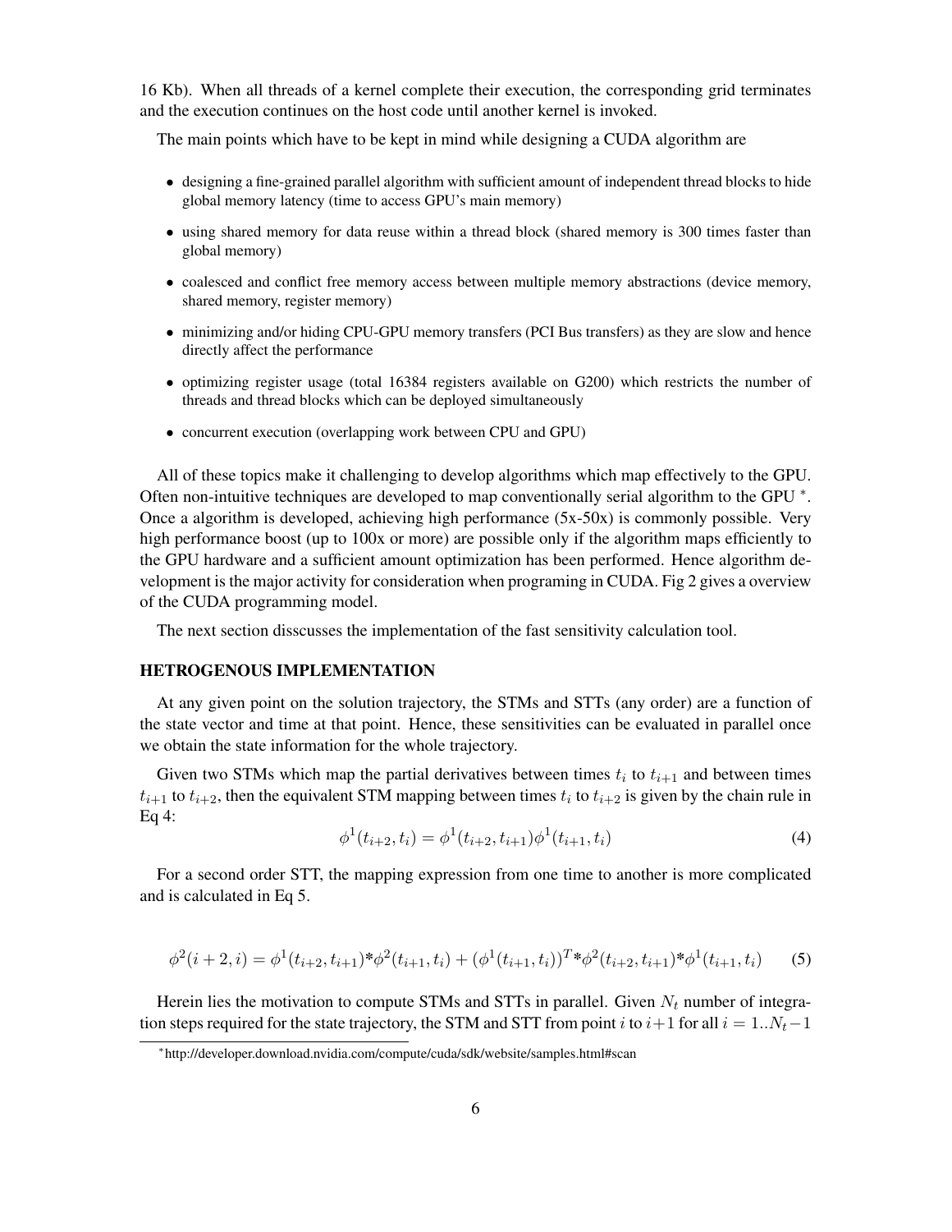16 Kb). When all threads of a kernel complete their execution, the corresponding grid terminates and the execution continues on the host code until another kernel is invoked.

The main points which have to be kept in mind while designing a CUDA algorithm are

- designing a fine-grained parallel algorithm with sufficient amount of independent thread blocks to hide global memory latency (time to access GPU's main memory)
- using shared memory for data reuse within a thread block (shared memory is 300 times faster than global memory)
- coalesced and conflict free memory access between multiple memory abstractions (device memory, shared memory, register memory)
- minimizing and/or hiding CPU-GPU memory transfers (PCI Bus transfers) as they are slow and hence directly affect the performance
- optimizing register usage (total 16384 registers available on G200) which restricts the number of threads and thread blocks which can be deployed simultaneously
- concurrent execution (overlapping work between CPU and GPU)

All of these topics make it challenging to develop algorithms which map effectively to the GPU. Often non-intuitive techniques are developed to map conventionally serial algorithm to the GPU [*]. Once a algorithm is developed, achieving high performance (5x-50x) is commonly possible. Very high performance boost (up to 100x or more) are possible only if the algorithm maps efficiently to the GPU hardware and a sufficient amount optimization has been performed. Hence algorithm development is the major activity for consideration when programing in CUDA. Fig 2 gives a overview of the CUDA programming model.

The next section disscusses the implementation of the fast sensitivity calculation tool.

## HETROGENOUS IMPLEMENTATION

At any given point on the solution trajectory, the STMs and STTs (any order) are a function of the state vector and time at that point. Hence, these sensitivities can be evaluated in parallel once we obtain the state information for the whole trajectory.

Given two STMs which map the partial derivatives between times $t_i$ to $t_{i+1}$ and between times $t_{i+1}$ to $t_{i+2}$, then the equivalent STM mapping between times $t_i$ to $t_{i+2}$ is given by the chain rule in Eq 4:

$$\phi^1(t_{i+2}, t_i) = \phi^1(t_{i+2}, t_{i+1})\phi^1(t_{i+1}, t_i) \tag{4}$$

For a second order STT, the mapping expression from one time to another is more complicated and is calculated in Eq 5.

$$\phi^2(i+2, i) = \phi^1(t_{i+2}, t_{i+1}) * \phi^2(t_{i+1}, t_i) + (\phi^1(t_{i+1}, t_i))^T * \phi^2(t_{i+2}, t_{i+1}) * \phi^1(t_{i+1}, t_i) \tag{5}$$

Herein lies the motivation to compute STMs and STTs in parallel. Given $N_t$ number of integration steps required for the state trajectory, the STM and STT from point $i$ to $i+1$ for all $i = 1..N_t-1$

[*] http://developer.download.nvidia.com/compute/cuda/sdk/website/samples.html#scan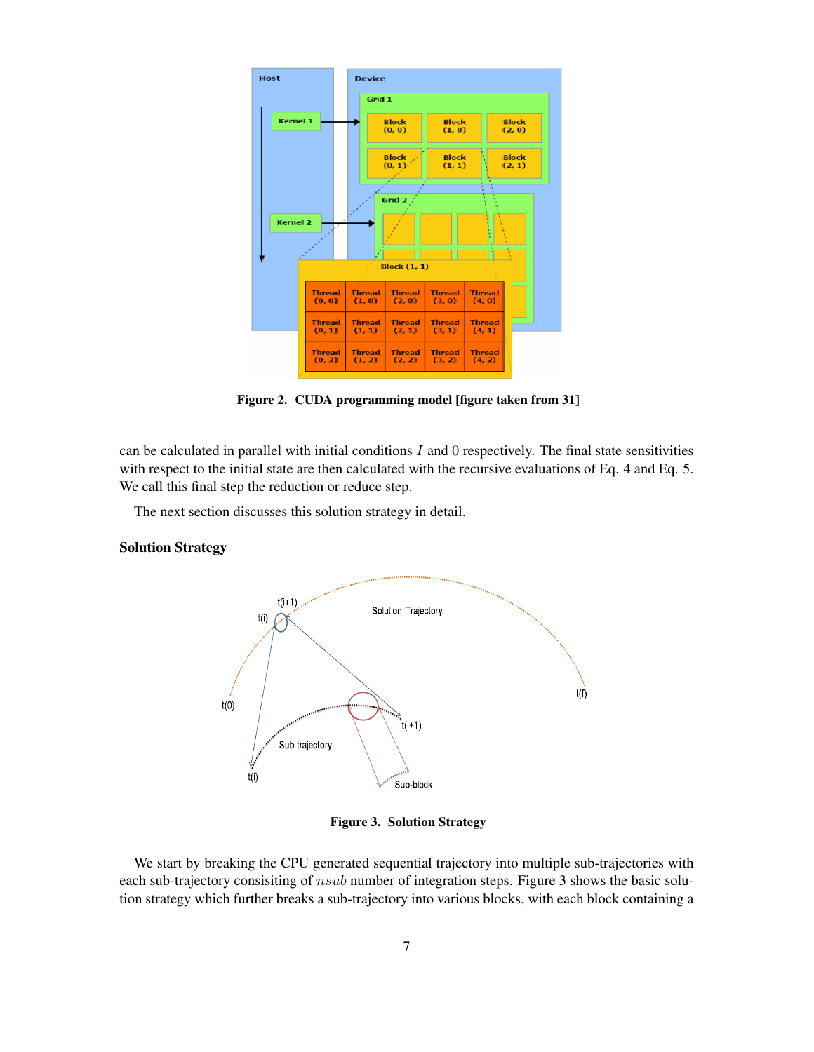Figure 2. CUDA programming model [figure taken from 31]

can be calculated in parallel with initial conditions $I$ and $0$ respectively. The final state sensitivities with respect to the initial state are then calculated with the recursive evaluations of Eq. 4 and Eq. 5. We call this final step the reduction or reduce step.

The next section discusses this solution strategy in detail.

### Solution Strategy

Figure 3. Solution Strategy

We start by breaking the CPU generated sequential trajectory into multiple sub-trajectories with each sub-trajectory consisiting of $nsub$ number of integration steps. Figure 3 shows the basic solution strategy which further breaks a sub-trajectory into various blocks, with each block containing a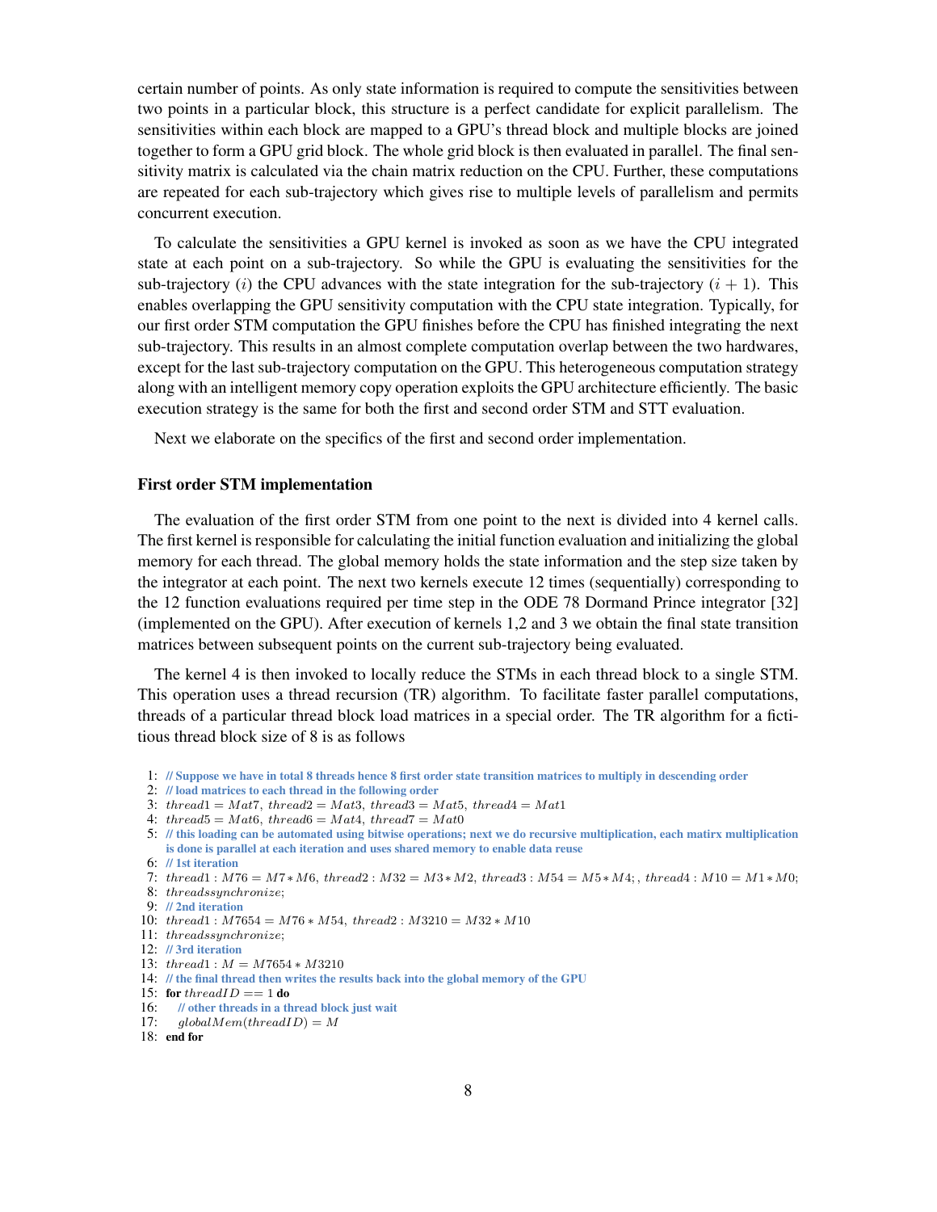certain number of points. As only state information is required to compute the sensitivities between two points in a particular block, this structure is a perfect candidate for explicit parallelism. The sensitivities within each block are mapped to a GPU's thread block and multiple blocks are joined together to form a GPU grid block. The whole grid block is then evaluated in parallel. The final sensitivity matrix is calculated via the chain matrix reduction on the CPU. Further, these computations are repeated for each sub-trajectory which gives rise to multiple levels of parallelism and permits concurrent execution.

To calculate the sensitivities a GPU kernel is invoked as soon as we have the CPU integrated state at each point on a sub-trajectory. So while the GPU is evaluating the sensitivities for the sub-trajectory ($i$) the CPU advances with the state integration for the sub-trajectory ($i + 1$). This enables overlapping the GPU sensitivity computation with the CPU state integration. Typically, for our first order STM computation the GPU finishes before the CPU has finished integrating the next sub-trajectory. This results in an almost complete computation overlap between the two hardwares, except for the last sub-trajectory computation on the GPU. This heterogeneous computation strategy along with an intelligent memory copy operation exploits the GPU architecture efficiently. The basic execution strategy is the same for both the first and second order STM and STT evaluation.

Next we elaborate on the specifics of the first and second order implementation.

### First order STM implementation

The evaluation of the first order STM from one point to the next is divided into 4 kernel calls. The first kernel is responsible for calculating the initial function evaluation and initializing the global memory for each thread. The global memory holds the state information and the step size taken by the integrator at each point. The next two kernels execute 12 times (sequentially) corresponding to the 12 function evaluations required per time step in the ODE 78 Dormand Prince integrator [32] (implemented on the GPU). After execution of kernels 1,2 and 3 we obtain the final state transition matrices between subsequent points on the current sub-trajectory being evaluated.

The kernel 4 is then invoked to locally reduce the STMs in each thread block to a single STM. This operation uses a thread recursion (TR) algorithm. To facilitate faster parallel computations, threads of a particular thread block load matrices in a special order. The TR algorithm for a fictitious thread block size of 8 is as follows

```
1:  // Suppose we have in total 8 threads hence 8 first order state transition matrices to multiply in descending order
2:  // load matrices to each thread in the following order
3:  thread1 = Mat7, thread2 = Mat3, thread3 = Mat5, thread4 = Mat1
4:  thread5 = Mat6, thread6 = Mat4, thread7 = Mat0
5:  // this loading can be automated using bitwise operations; next we do recursive multiplication, each matirx multiplication
    is done is parallel at each iteration and uses shared memory to enable data reuse
6:  // 1st iteration
7:  thread1 : M76 = M7*M6, thread2 : M32 = M3*M2, thread3 : M54 = M5*M4;, thread4 : M10 = M1*M0;
8:  threadssynchronize;
9:  // 2nd iteration
10: thread1 : M7654 = M76*M54, thread2 : M3210 = M32*M10
11: threadssynchronize;
12: // 3rd iteration
13: thread1 : M = M7654*M3210
14: // the final thread then writes the results back into the global memory of the GPU
15: for threadID == 1 do
16:     // other threads in a thread block just wait
17:     globalMem(threadID) = M
18: end for
```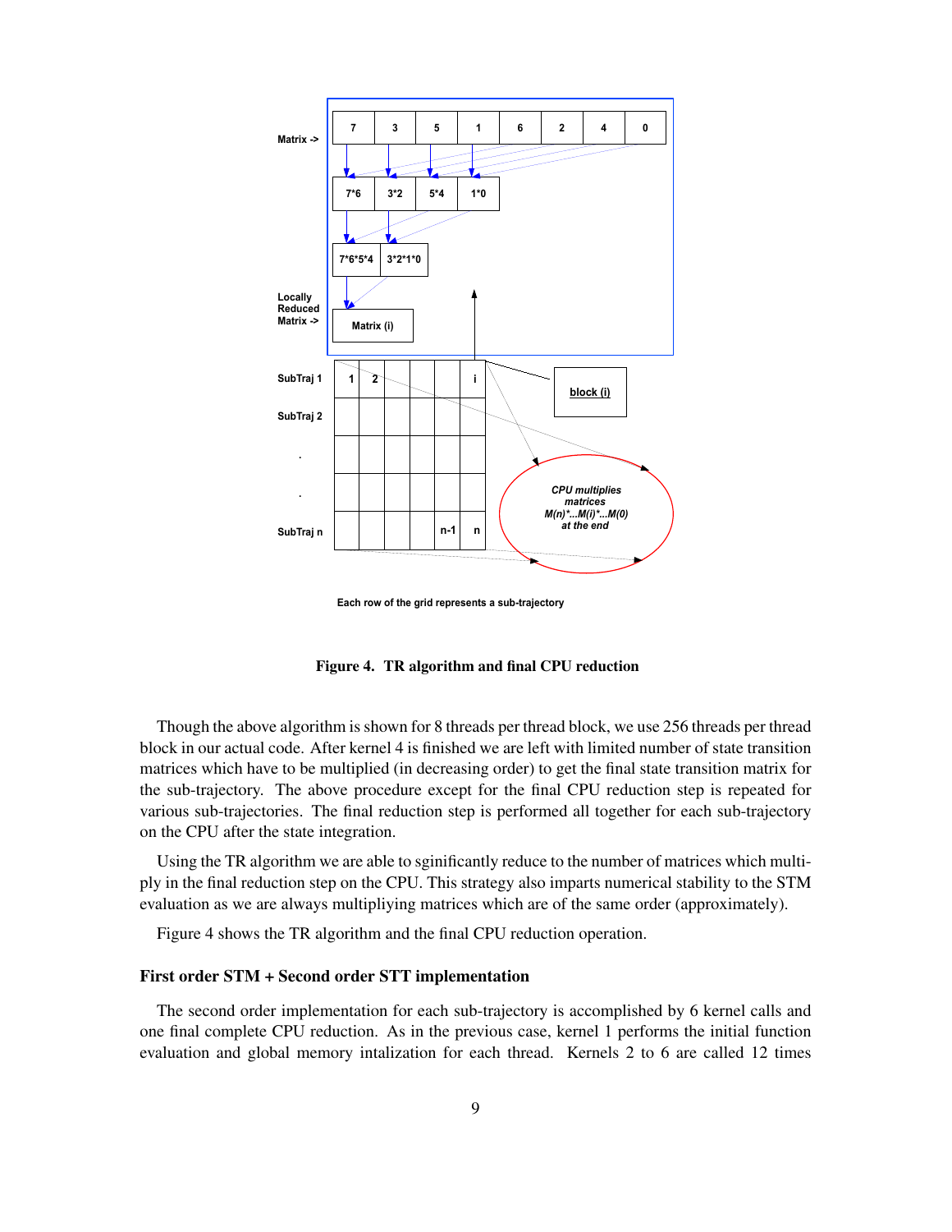Matrix ->

| 7 | 3 | 5 | 1 | 6 | 2 | 4 | 0 |
|---|---|---|---|---|---|---|---|

| 7*6 | 3*2 | 5*4 | 1*0 |
|---|---|---|---|

| 7*6*5*4 | 3*2*1*0 |
|---|---|

Locally Reduced Matrix -> Matrix (i)

| | | | | | | |
|---|---|---|---|---|---|---|
| SubTraj 1 | 1 | 2 | | | | i |
| SubTraj 2 | | | | | | |
| . | | | | | | |
| . | | | | | | |
| SubTraj n | | | | | n-1 | n |

block (i)

CPU multiplies matrices M(n)*...M(i)*...M(0) at the end

Each row of the grid represents a sub-trajectory

**Figure 4. TR algorithm and final CPU reduction**

Though the above algorithm is shown for 8 threads per thread block, we use 256 threads per thread block in our actual code. After kernel 4 is finished we are left with limited number of state transition matrices which have to be multiplied (in decreasing order) to get the final state transition matrix for the sub-trajectory. The above procedure except for the final CPU reduction step is repeated for various sub-trajectories. The final reduction step is performed all together for each sub-trajectory on the CPU after the state integration.

Using the TR algorithm we are able to sginificantly reduce to the number of matrices which multiply in the final reduction step on the CPU. This strategy also imparts numerical stability to the STM evaluation as we are always multipliying matrices which are of the same order (approximately).

Figure 4 shows the TR algorithm and the final CPU reduction operation.

### First order STM + Second order STT implementation

The second order implementation for each sub-trajectory is accomplished by 6 kernel calls and one final complete CPU reduction. As in the previous case, kernel 1 performs the initial function evaluation and global memory intalization for each thread. Kernels 2 to 6 are called 12 times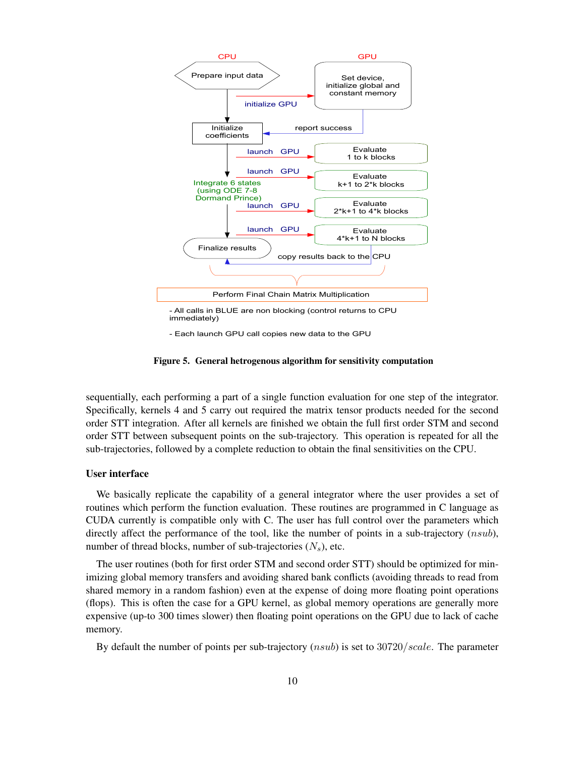**Figure 5. General hetrogenous algorithm for sensitivity computation**

sequentially, each performing a part of a single function evaluation for one step of the integrator. Specifically, kernels 4 and 5 carry out required the matrix tensor products needed for the second order STT integration. After all kernels are finished we obtain the full first order STM and second order STT between subsequent points on the sub-trajectory. This operation is repeated for all the sub-trajectories, followed by a complete reduction to obtain the final sensitivities on the CPU.

### User interface

We basically replicate the capability of a general integrator where the user provides a set of routines which perform the function evaluation. These routines are programmed in C language as CUDA currently is compatible only with C. The user has full control over the parameters which directly affect the performance of the tool, like the number of points in a sub-trajectory ($nsub$), number of thread blocks, number of sub-trajectories ($N_s$), etc.

The user routines (both for first order STM and second order STT) should be optimized for minimizing global memory transfers and avoiding shared bank conflicts (avoiding threads to read from shared memory in a random fashion) even at the expense of doing more floating point operations (flops). This is often the case for a GPU kernel, as global memory operations are generally more expensive (up-to 300 times slower) then floating point operations on the GPU due to lack of cache memory.

By default the number of points per sub-trajectory ($nsub$) is set to $30720/scale$. The parameter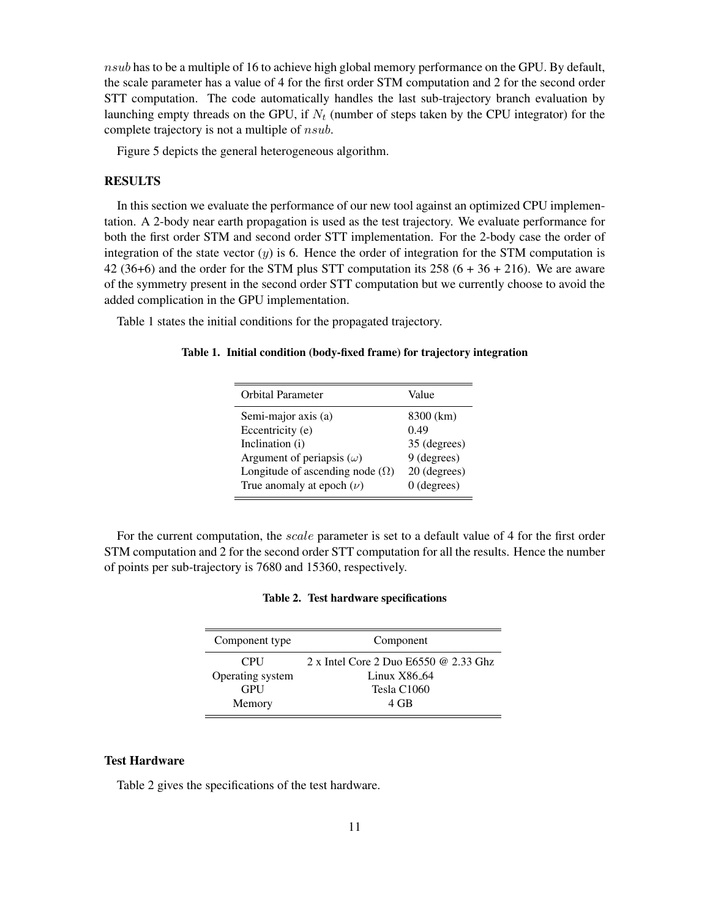$nsub$ has to be a multiple of 16 to achieve high global memory performance on the GPU. By default, the scale parameter has a value of 4 for the first order STM computation and 2 for the second order STT computation. The code automatically handles the last sub-trajectory branch evaluation by launching empty threads on the GPU, if $N_t$ (number of steps taken by the CPU integrator) for the complete trajectory is not a multiple of $nsub$.

Figure 5 depicts the general heterogeneous algorithm.

## RESULTS

In this section we evaluate the performance of our new tool against an optimized CPU implementation. A 2-body near earth propagation is used as the test trajectory. We evaluate performance for both the first order STM and second order STT implementation. For the 2-body case the order of integration of the state vector ($y$) is 6. Hence the order of integration for the STM computation is 42 (36+6) and the order for the STM plus STT computation its 258 (6 + 36 + 216). We are aware of the symmetry present in the second order STT computation but we currently choose to avoid the added complication in the GPU implementation.

Table 1 states the initial conditions for the propagated trajectory.

**Table 1. Initial condition (body-fixed frame) for trajectory integration**

| Orbital Parameter | Value |
|---|---|
| Semi-major axis (a) | 8300 (km) |
| Eccentricity (e) | 0.49 |
| Inclination (i) | 35 (degrees) |
| Argument of periapsis ($\omega$) | 9 (degrees) |
| Longitude of ascending node ($\Omega$) | 20 (degrees) |
| True anomaly at epoch ($\nu$) | 0 (degrees) |

For the current computation, the $scale$ parameter is set to a default value of 4 for the first order STM computation and 2 for the second order STT computation for all the results. Hence the number of points per sub-trajectory is 7680 and 15360, respectively.

**Table 2. Test hardware specifications**

| Component type | Component |
|---|---|
| CPU | 2 x Intel Core 2 Duo E6550 @ 2.33 Ghz |
| Operating system | Linux X86_64 |
| GPU | Tesla C1060 |
| Memory | 4 GB |

### Test Hardware

Table 2 gives the specifications of the test hardware.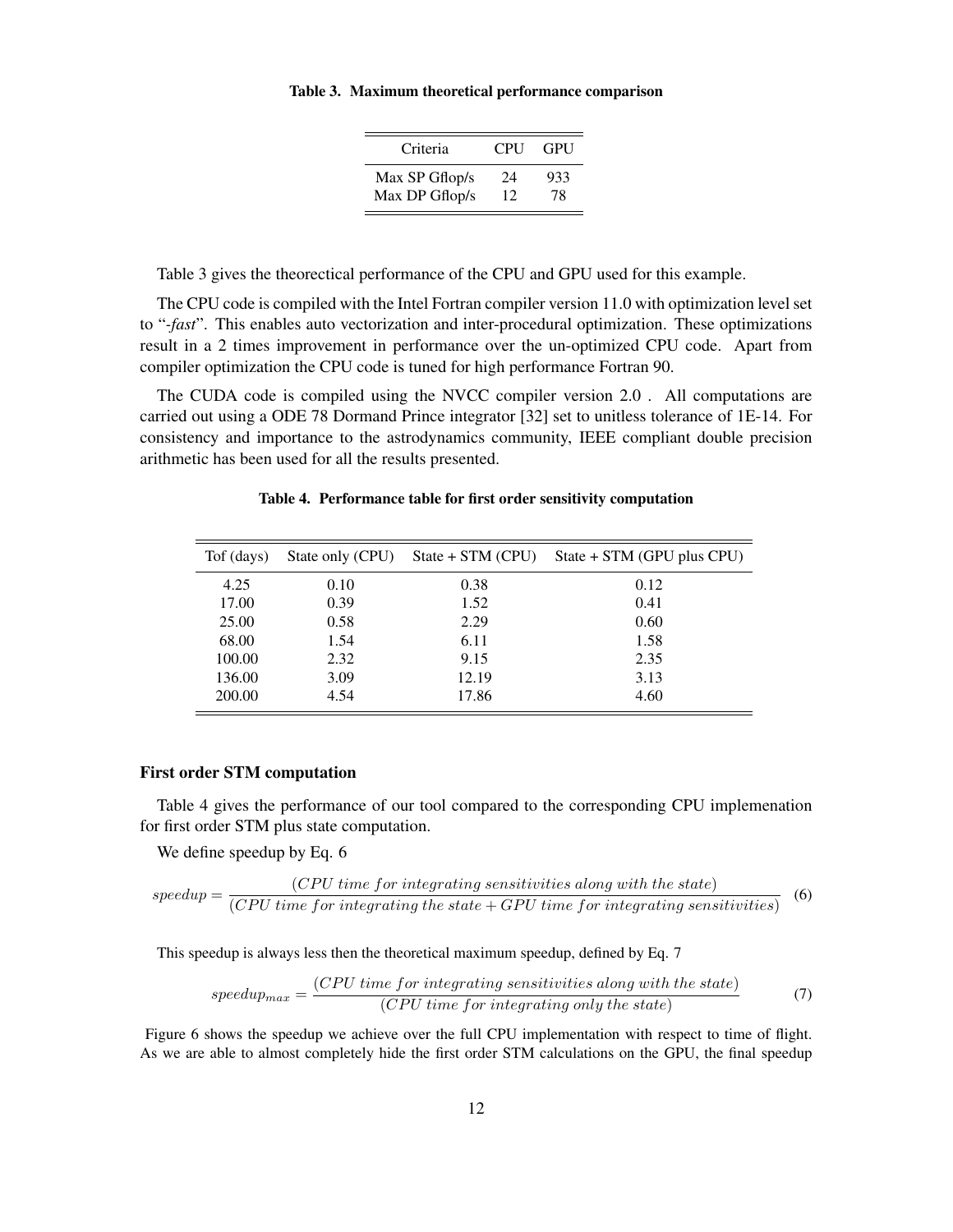**Table 3. Maximum theoretical performance comparison**

| Criteria | CPU | GPU |
|---|---|---|
| Max SP Gflop/s | 24 | 933 |
| Max DP Gflop/s | 12 | 78 |

Table 3 gives the theorectical performance of the CPU and GPU used for this example.

The CPU code is compiled with the Intel Fortran compiler version 11.0 with optimization level set to "*-fast*". This enables auto vectorization and inter-procedural optimization. These optimizations result in a 2 times improvement in performance over the un-optimized CPU code. Apart from compiler optimization the CPU code is tuned for high performance Fortran 90.

The CUDA code is compiled using the NVCC compiler version 2.0 . All computations are carried out using a ODE 78 Dormand Prince integrator [32] set to unitless tolerance of 1E-14. For consistency and importance to the astrodynamics community, IEEE compliant double precision arithmetic has been used for all the results presented.

**Table 4. Performance table for first order sensitivity computation**

| Tof (days) | State only (CPU) | State + STM (CPU) | State + STM (GPU plus CPU) |
|---|---|---|---|
| 4.25 | 0.10 | 0.38 | 0.12 |
| 17.00 | 0.39 | 1.52 | 0.41 |
| 25.00 | 0.58 | 2.29 | 0.60 |
| 68.00 | 1.54 | 6.11 | 1.58 |
| 100.00 | 2.32 | 9.15 | 2.35 |
| 136.00 | 3.09 | 12.19 | 3.13 |
| 200.00 | 4.54 | 17.86 | 4.60 |

## First order STM computation

Table 4 gives the performance of our tool compared to the corresponding CPU implemenation for first order STM plus state computation.

We define speedup by Eq. 6

$$speedup = \frac{(CPU\ time\ for\ integrating\ sensitivities\ along\ with\ the\ state)}{(CPU\ time\ for\ integrating\ the\ state + GPU\ time\ for\ integrating\ sensitivities)} \quad (6)$$

This speedup is always less then the theoretical maximum speedup, defined by Eq. 7

$$speedup_{max} = \frac{(CPU\ time\ for\ integrating\ sensitivities\ along\ with\ the\ state)}{(CPU\ time\ for\ integrating\ only\ the\ state)} \quad (7)$$

Figure 6 shows the speedup we achieve over the full CPU implementation with respect to time of flight. As we are able to almost completely hide the first order STM calculations on the GPU, the final speedup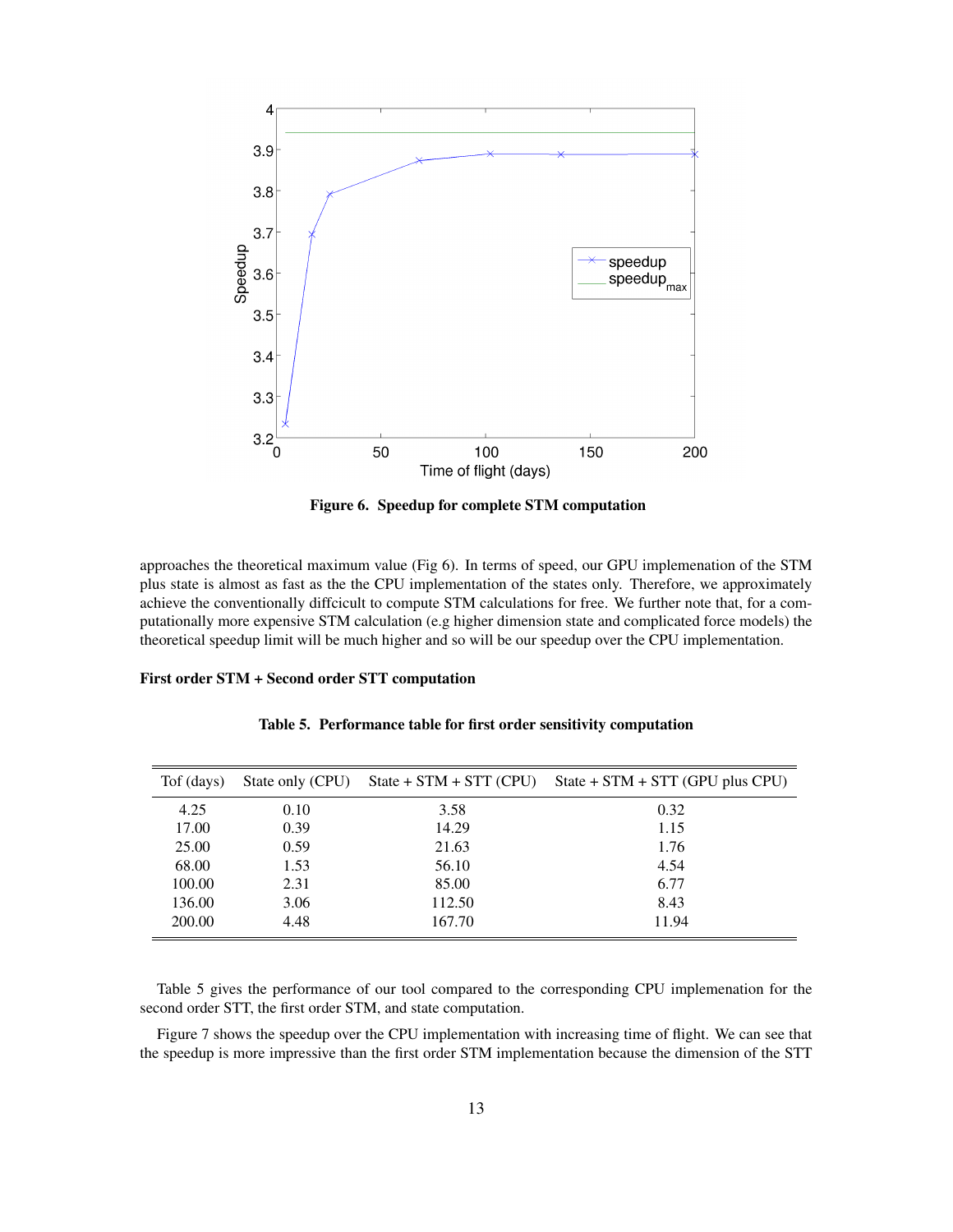Figure 6. Speedup for complete STM computation

approaches the theoretical maximum value (Fig 6). In terms of speed, our GPU implemenation of the STM plus state is almost as fast as the the CPU implementation of the states only. Therefore, we approximately achieve the conventionally diffcicult to compute STM calculations for free. We further note that, for a computationally more expensive STM calculation (e.g higher dimension state and complicated force models) the theoretical speedup limit will be much higher and so will be our speedup over the CPU implementation.

**First order STM + Second order STT computation**

**Table 5. Performance table for first order sensitivity computation**

| Tof (days) | State only (CPU) | State + STM + STT (CPU) | State + STM + STT (GPU plus CPU) |
|---|---|---|---|
| 4.25 | 0.10 | 3.58 | 0.32 |
| 17.00 | 0.39 | 14.29 | 1.15 |
| 25.00 | 0.59 | 21.63 | 1.76 |
| 68.00 | 1.53 | 56.10 | 4.54 |
| 100.00 | 2.31 | 85.00 | 6.77 |
| 136.00 | 3.06 | 112.50 | 8.43 |
| 200.00 | 4.48 | 167.70 | 11.94 |

Table 5 gives the performance of our tool compared to the corresponding CPU implemenation for the second order STT, the first order STM, and state computation.

Figure 7 shows the speedup over the CPU implementation with increasing time of flight. We can see that the speedup is more impressive than the first order STM implementation because the dimension of the STT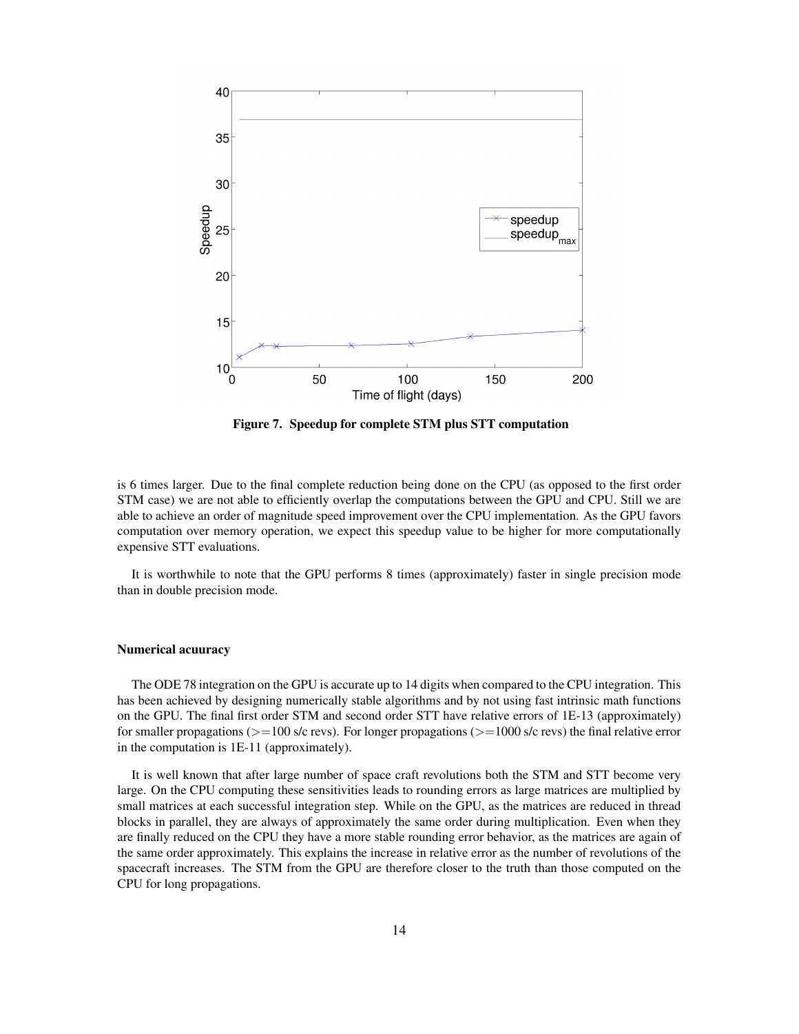Figure 7. Speedup for complete STM plus STT computation

is 6 times larger. Due to the final complete reduction being done on the CPU (as opposed to the first order STM case) we are not able to efficiently overlap the computations between the GPU and CPU. Still we are able to achieve an order of magnitude speed improvement over the CPU implementation. As the GPU favors computation over memory operation, we expect this speedup value to be higher for more computationally expensive STT evaluations.

It is worthwhile to note that the GPU performs 8 times (approximately) faster in single precision mode than in double precision mode.

**Numerical acuuracy**

The ODE 78 integration on the GPU is accurate up to 14 digits when compared to the CPU integration. This has been achieved by designing numerically stable algorithms and by not using fast intrinsic math functions on the GPU. The final first order STM and second order STT have relative errors of 1E-13 (approximately) for smaller propagations (>=100 s/c revs). For longer propagations (>=1000 s/c revs) the final relative error in the computation is 1E-11 (approximately).

It is well known that after large number of space craft revolutions both the STM and STT become very large. On the CPU computing these sensitivities leads to rounding errors as large matrices are multiplied by small matrices at each successful integration step. While on the GPU, as the matrices are reduced in thread blocks in parallel, they are always of approximately the same order during multiplication. Even when they are finally reduced on the CPU they have a more stable rounding error behavior, as the matrices are again of the same order approximately. This explains the increase in relative error as the number of revolutions of the spacecraft increases. The STM from the GPU are therefore closer to the truth than those computed on the CPU for long propagations.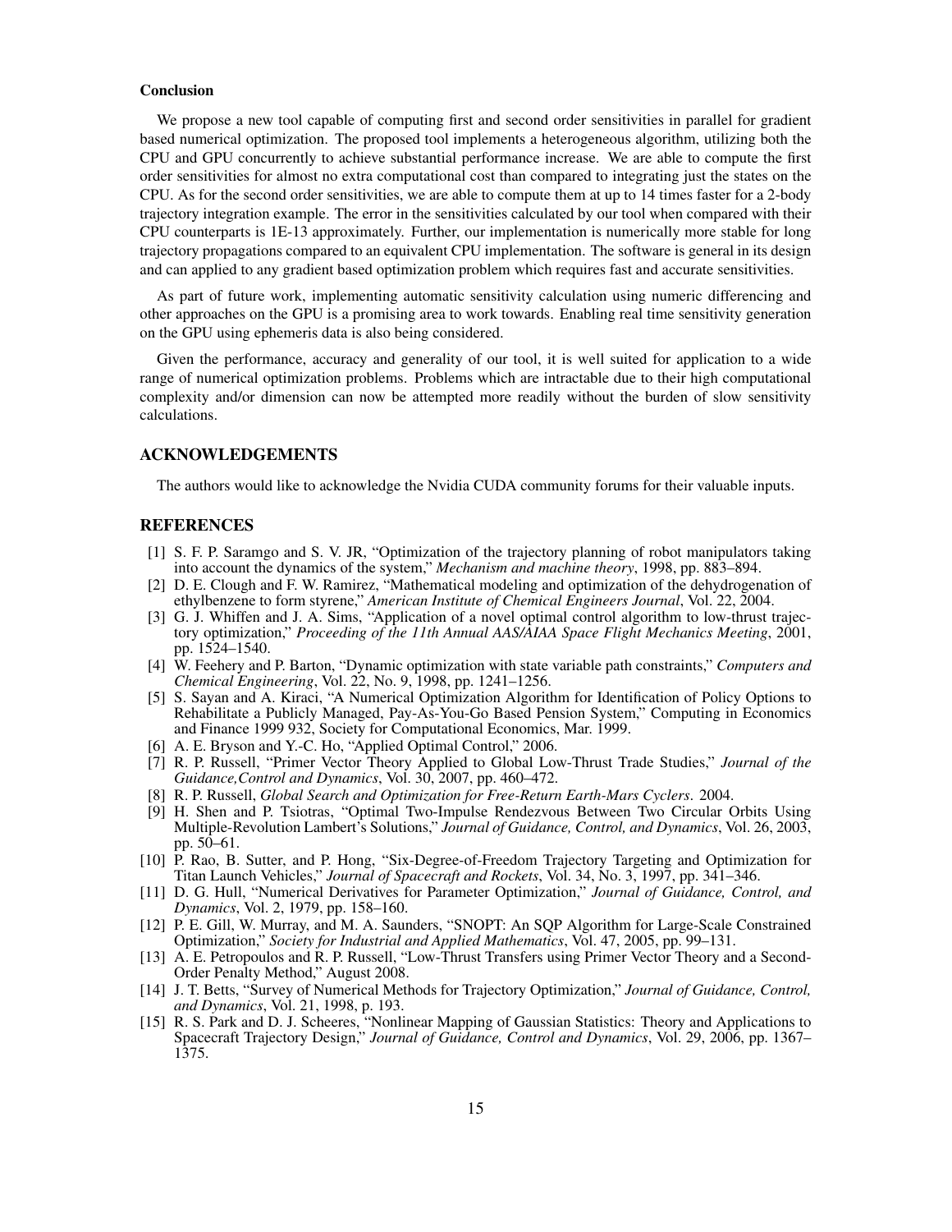**Conclusion**

We propose a new tool capable of computing first and second order sensitivities in parallel for gradient based numerical optimization. The proposed tool implements a heterogeneous algorithm, utilizing both the CPU and GPU concurrently to achieve substantial performance increase. We are able to compute the first order sensitivities for almost no extra computational cost than compared to integrating just the states on the CPU. As for the second order sensitivities, we are able to compute them at up to 14 times faster for a 2-body trajectory integration example. The error in the sensitivities calculated by our tool when compared with their CPU counterparts is 1E-13 approximately. Further, our implementation is numerically more stable for long trajectory propagations compared to an equivalent CPU implementation. The software is general in its design and can applied to any gradient based optimization problem which requires fast and accurate sensitivities.

As part of future work, implementing automatic sensitivity calculation using numeric differencing and other approaches on the GPU is a promising area to work towards. Enabling real time sensitivity generation on the GPU using ephemeris data is also being considered.

Given the performance, accuracy and generality of our tool, it is well suited for application to a wide range of numerical optimization problems. Problems which are intractable due to their high computational complexity and/or dimension can now be attempted more readily without the burden of slow sensitivity calculations.

## ACKNOWLEDGEMENTS

The authors would like to acknowledge the Nvidia CUDA community forums for their valuable inputs.

## REFERENCES

[1] S. F. P. Saramgo and S. V. JR, "Optimization of the trajectory planning of robot manipulators taking into account the dynamics of the system," *Mechanism and machine theory*, 1998, pp. 883–894.

[2] D. E. Clough and F. W. Ramirez, "Mathematical modeling and optimization of the dehydrogenation of ethylbenzene to form styrene," *American Institute of Chemical Engineers Journal*, Vol. 22, 2004.

[3] G. J. Whiffen and J. A. Sims, "Application of a novel optimal control algorithm to low-thrust trajectory optimization," *Proceeding of the 11th Annual AAS/AIAA Space Flight Mechanics Meeting*, 2001, pp. 1524–1540.

[4] W. Feehery and P. Barton, "Dynamic optimization with state variable path constraints," *Computers and Chemical Engineering*, Vol. 22, No. 9, 1998, pp. 1241–1256.

[5] S. Sayan and A. Kiraci, "A Numerical Optimization Algorithm for Identification of Policy Options to Rehabilitate a Publicly Managed, Pay-As-You-Go Based Pension System," Computing in Economics and Finance 1999 932, Society for Computational Economics, Mar. 1999.

[6] A. E. Bryson and Y.-C. Ho, "Applied Optimal Control," 2006.

[7] R. P. Russell, "Primer Vector Theory Applied to Global Low-Thrust Trade Studies," *Journal of the Guidance,Control and Dynamics*, Vol. 30, 2007, pp. 460–472.

[8] R. P. Russell, *Global Search and Optimization for Free-Return Earth-Mars Cyclers*. 2004.

[9] H. Shen and P. Tsiotras, "Optimal Two-Impulse Rendezvous Between Two Circular Orbits Using Multiple-Revolution Lambert's Solutions," *Journal of Guidance, Control, and Dynamics*, Vol. 26, 2003, pp. 50–61.

[10] P. Rao, B. Sutter, and P. Hong, "Six-Degree-of-Freedom Trajectory Targeting and Optimization for Titan Launch Vehicles," *Journal of Spacecraft and Rockets*, Vol. 34, No. 3, 1997, pp. 341–346.

[11] D. G. Hull, "Numerical Derivatives for Parameter Optimization," *Journal of Guidance, Control, and Dynamics*, Vol. 2, 1979, pp. 158–160.

[12] P. E. Gill, W. Murray, and M. A. Saunders, "SNOPT: An SQP Algorithm for Large-Scale Constrained Optimization," *Society for Industrial and Applied Mathematics*, Vol. 47, 2005, pp. 99–131.

[13] A. E. Petropoulos and R. P. Russell, "Low-Thrust Transfers using Primer Vector Theory and a Second-Order Penalty Method," August 2008.

[14] J. T. Betts, "Survey of Numerical Methods for Trajectory Optimization," *Journal of Guidance, Control, and Dynamics*, Vol. 21, 1998, p. 193.

[15] R. S. Park and D. J. Scheeres, "Nonlinear Mapping of Gaussian Statistics: Theory and Applications to Spacecraft Trajectory Design," *Journal of Guidance, Control and Dynamics*, Vol. 29, 2006, pp. 1367–1375.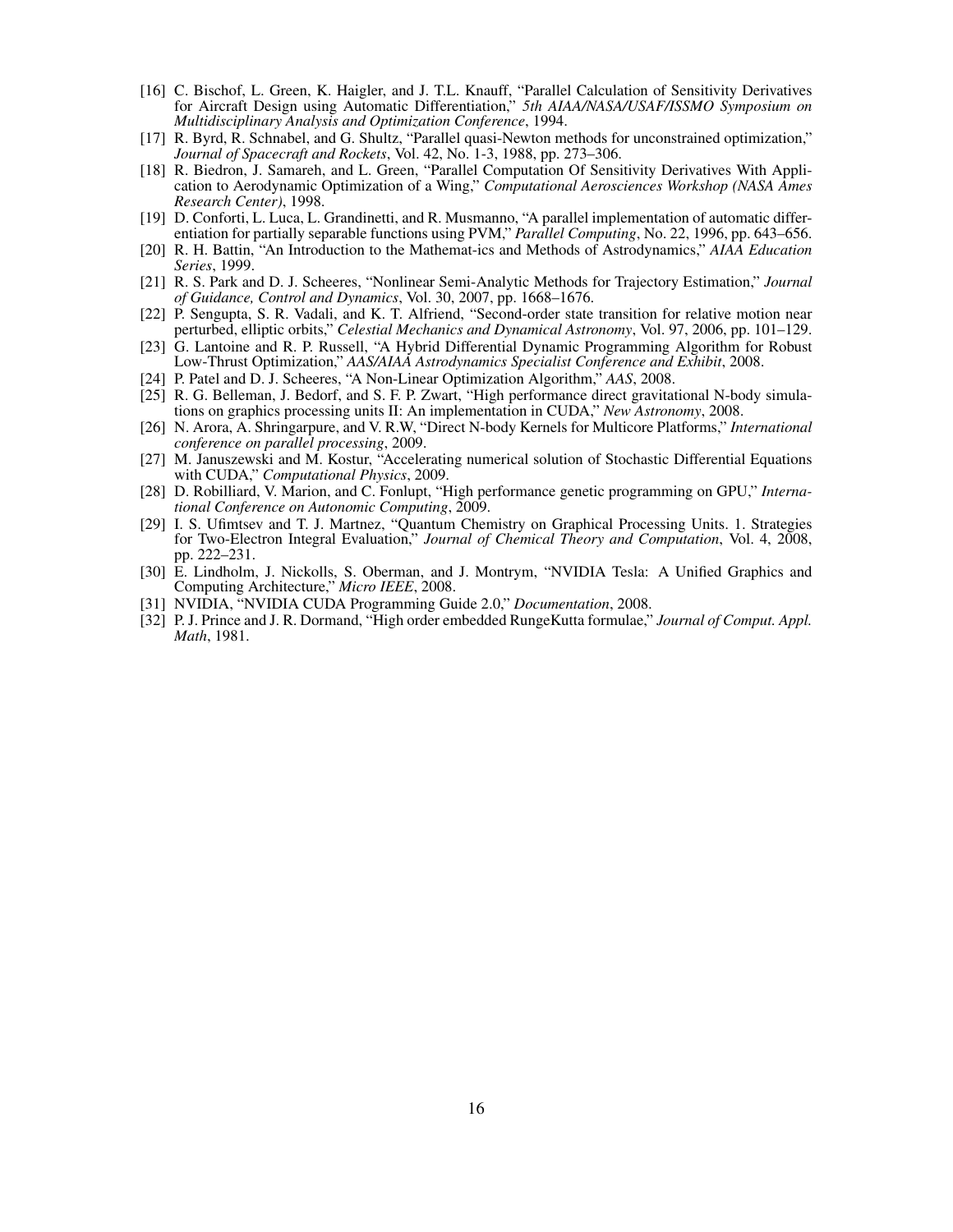[16] C. Bischof, L. Green, K. Haigler, and J. T.L. Knauff, "Parallel Calculation of Sensitivity Derivatives for Aircraft Design using Automatic Differentiation," *5th AIAA/NASA/USAF/ISSMO Symposium on Multidisciplinary Analysis and Optimization Conference*, 1994.

[17] R. Byrd, R. Schnabel, and G. Shultz, "Parallel quasi-Newton methods for unconstrained optimization," *Journal of Spacecraft and Rockets*, Vol. 42, No. 1-3, 1988, pp. 273–306.

[18] R. Biedron, J. Samareh, and L. Green, "Parallel Computation Of Sensitivity Derivatives With Application to Aerodynamic Optimization of a Wing," *Computational Aerosciences Workshop (NASA Ames Research Center)*, 1998.

[19] D. Conforti, L. Luca, L. Grandinetti, and R. Musmanno, "A parallel implementation of automatic differentiation for partially separable functions using PVM," *Parallel Computing*, No. 22, 1996, pp. 643–656.

[20] R. H. Battin, "An Introduction to the Mathemat-ics and Methods of Astrodynamics," *AIAA Education Series*, 1999.

[21] R. S. Park and D. J. Scheeres, "Nonlinear Semi-Analytic Methods for Trajectory Estimation," *Journal of Guidance, Control and Dynamics*, Vol. 30, 2007, pp. 1668–1676.

[22] P. Sengupta, S. R. Vadali, and K. T. Alfriend, "Second-order state transition for relative motion near perturbed, elliptic orbits," *Celestial Mechanics and Dynamical Astronomy*, Vol. 97, 2006, pp. 101–129.

[23] G. Lantoine and R. P. Russell, "A Hybrid Differential Dynamic Programming Algorithm for Robust Low-Thrust Optimization," *AAS/AIAA Astrodynamics Specialist Conference and Exhibit*, 2008.

[24] P. Patel and D. J. Scheeres, "A Non-Linear Optimization Algorithm," *AAS*, 2008.

[25] R. G. Belleman, J. Bedorf, and S. F. P. Zwart, "High performance direct gravitational N-body simulations on graphics processing units II: An implementation in CUDA," *New Astronomy*, 2008.

[26] N. Arora, A. Shringarpure, and V. R.W, "Direct N-body Kernels for Multicore Platforms," *International conference on parallel processing*, 2009.

[27] M. Januszewski and M. Kostur, "Accelerating numerical solution of Stochastic Differential Equations with CUDA," *Computational Physics*, 2009.

[28] D. Robilliard, V. Marion, and C. Fonlupt, "High performance genetic programming on GPU," *International Conference on Autonomic Computing*, 2009.

[29] I. S. Ufimtsev and T. J. Martnez, "Quantum Chemistry on Graphical Processing Units. 1. Strategies for Two-Electron Integral Evaluation," *Journal of Chemical Theory and Computation*, Vol. 4, 2008, pp. 222–231.

[30] E. Lindholm, J. Nickolls, S. Oberman, and J. Montrym, "NVIDIA Tesla: A Unified Graphics and Computing Architecture," *Micro IEEE*, 2008.

[31] NVIDIA, "NVIDIA CUDA Programming Guide 2.0," *Documentation*, 2008.

[32] P. J. Prince and J. R. Dormand, "High order embedded RungeKutta formulae," *Journal of Comput. Appl. Math*, 1981.